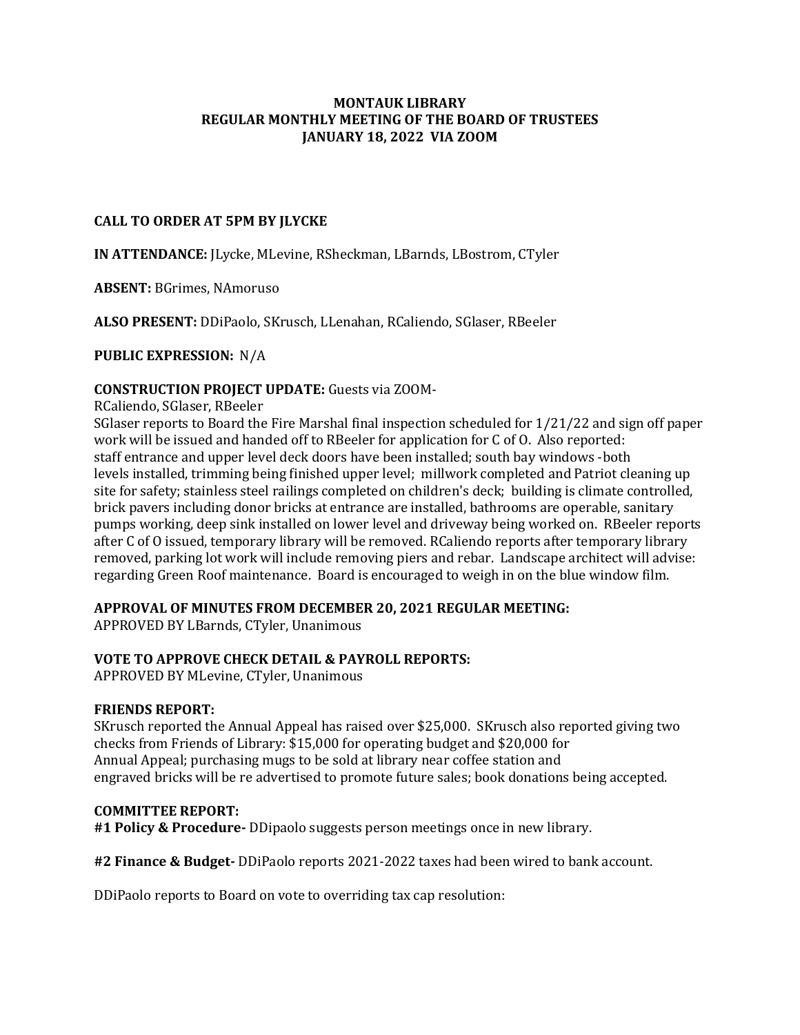# MONTAUK LIBRARY
## REGULAR MONTHLY MEETING OF THE BOARD OF TRUSTEES
## JANUARY 18, 2022 VIA ZOOM

**CALL TO ORDER AT 5PM BY JLYCKE**

**IN ATTENDANCE:** JLycke, MLevine, RSheckman, LBarnds, LBostrom, CTyler

**ABSENT:** BGrimes, NAmoruso

**ALSO PRESENT:** DDiPaolo, SKrusch, LLenahan, RCaliendo, SGlaser, RBeeler

**PUBLIC EXPRESSION:** N/A

**CONSTRUCTION PROJECT UPDATE:** Guests via ZOOM-
RCaliendo, SGlaser, RBeeler
SGlaser reports to Board the Fire Marshal final inspection scheduled for 1/21/22 and sign off paper work will be issued and handed off to RBeeler for application for C of O. Also reported: staff entrance and upper level deck doors have been installed; south bay windows -both levels installed, trimming being finished upper level; millwork completed and Patriot cleaning up site for safety; stainless steel railings completed on children's deck; building is climate controlled, brick pavers including donor bricks at entrance are installed, bathrooms are operable, sanitary pumps working, deep sink installed on lower level and driveway being worked on. RBeeler reports after C of O issued, temporary library will be removed. RCaliendo reports after temporary library removed, parking lot work will include removing piers and rebar. Landscape architect will advise: regarding Green Roof maintenance. Board is encouraged to weigh in on the blue window film.

**APPROVAL OF MINUTES FROM DECEMBER 20, 2021 REGULAR MEETING:**
APPROVED BY LBarnds, CTyler, Unanimous

**VOTE TO APPROVE CHECK DETAIL & PAYROLL REPORTS:**
APPROVED BY MLevine, CTyler, Unanimous

**FRIENDS REPORT:**
SKrusch reported the Annual Appeal has raised over $25,000. SKrusch also reported giving two checks from Friends of Library: $15,000 for operating budget and $20,000 for Annual Appeal; purchasing mugs to be sold at library near coffee station and engraved bricks will be re advertised to promote future sales; book donations being accepted.

**COMMITTEE REPORT:**
**#1 Policy & Procedure-** DDipaolo suggests person meetings once in new library.

**#2 Finance & Budget-** DDiPaolo reports 2021-2022 taxes had been wired to bank account.

DDiPaolo reports to Board on vote to overriding tax cap resolution: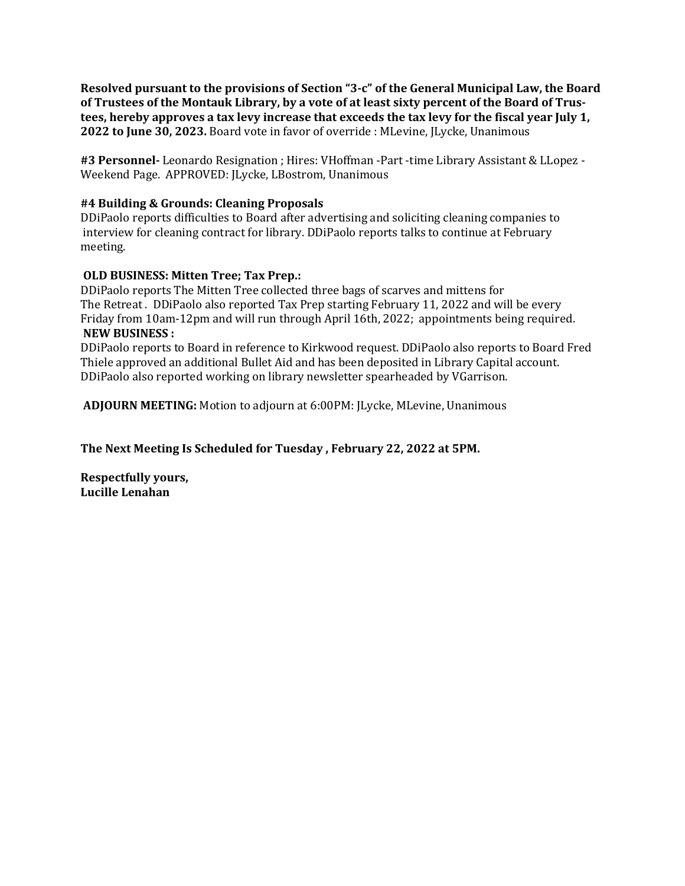**Resolved pursuant to the provisions of Section "3-c" of the General Municipal Law, the Board of Trustees of the Montauk Library, by a vote of at least sixty percent of the Board of Trustees, hereby approves a tax levy increase that exceeds the tax levy for the fiscal year July 1, 2022 to June 30, 2023.** Board vote in favor of override : MLevine, JLycke, Unanimous

**#3 Personnel-** Leonardo Resignation ; Hires: VHoffman -Part -time Library Assistant & LLopez - Weekend Page. APPROVED: JLycke, LBostrom, Unanimous

**#4 Building & Grounds: Cleaning Proposals**
DDiPaolo reports difficulties to Board after advertising and soliciting cleaning companies to interview for cleaning contract for library. DDiPaolo reports talks to continue at February meeting.

**OLD BUSINESS: Mitten Tree; Tax Prep.:**
DDiPaolo reports The Mitten Tree collected three bags of scarves and mittens for The Retreat . DDiPaolo also reported Tax Prep starting February 11, 2022 and will be every Friday from 10am-12pm and will run through April 16th, 2022; appointments being required.

**NEW BUSINESS :**
DDiPaolo reports to Board in reference to Kirkwood request. DDiPaolo also reports to Board Fred Thiele approved an additional Bullet Aid and has been deposited in Library Capital account. DDiPaolo also reported working on library newsletter spearheaded by VGarrison.

**ADJOURN MEETING:** Motion to adjourn at 6:00PM: JLycke, MLevine, Unanimous

**The Next Meeting Is Scheduled for Tuesday , February 22, 2022 at 5PM.**

**Respectfully yours,**
**Lucille Lenahan**